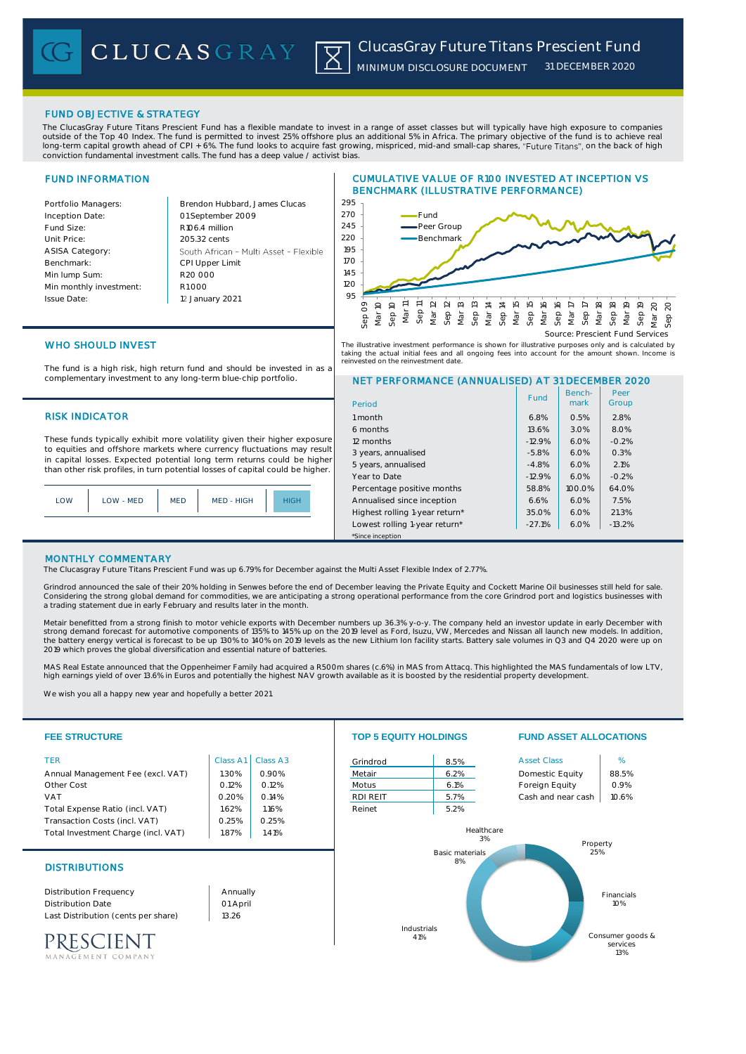# CLUCASGRAY

## ClucasGray Future Titans Prescient Fund

MINIMUM DISCLOSURE DOCUMENT 31 DECEMBER 2020

## FUND OBJECTIVE & STRATEGY

The ClucasGray Future Titans Prescient Fund has a flexible mandate to invest in a range of asset classes but will typically have high exposure to companies outside of the Top 40 Index. The fund is permitted to invest 25% offshore plus an additional 5% in Africa. The primary objective of the fund is to achieve real long-term capital growth ahead of CPI + 6%. The fund looks to acquire fast growing, mispriced, mid-and small-cap shares, "Future Titans", on the back of high conviction fundamental investment calls. The fund has a deep value / activist bias.

## FUND INFORMATION

| | |
|---|---|
| Portfolio Managers: | Brendon Hubbard, James Clucas |
| Inception Date: | 01 September 2009 |
| Fund Size: | R106.4 million |
| Unit Price: | 205.32 cents |
| ASISA Category: | South African – Multi Asset – Flexible |
| Benchmark: | CPI Upper Limit |
| Min lump Sum: | R20 000 |
| Min monthly investment: | R1 000 |
| Issue Date: | 12 January 2021 |

## CUMULATIVE VALUE OF R100 INVESTED AT INCEPTION VS BENCHMARK (ILLUSTRATIVE PERFORMANCE)

Source: Prescient Fund Services

The illustrative investment performance is shown for illustrative purposes only and is calculated by taking the actual initial fees and all ongoing fees into account for the amount shown. Income is reinvested on the reinvestment date.

## WHO SHOULD INVEST

The fund is a high risk, high return fund and should be invested in as a complementary investment to any long-term blue-chip portfolio.

## RISK INDICATOR

These funds typically exhibit more volatility given their higher exposure to equities and offshore markets where currency fluctuations may result in capital losses. Expected potential long term returns could be higher than other risk profiles, in turn potential losses of capital could be higher.

| LOW | LOW - MED | MED | MED - HIGH | **HIGH** |
|---|---|---|---|---|

## NET PERFORMANCE (ANNUALISED) AT 31 DECEMBER 2020

| Period | Fund | Benchmark | Peer Group |
|---|---|---|---|
| 1 month | 6.8% | 0.5% | 2.8% |
| 6 months | 13.6% | 3.0% | 8.0% |
| 12 months | -12.9% | 6.0% | -0.2% |
| 3 years, annualised | -5.8% | 6.0% | 0.3% |
| 5 years, annualised | -4.8% | 6.0% | 2.1% |
| Year to Date | -12.9% | 6.0% | -0.2% |
| Percentage positive months | 58.8% | 100.0% | 64.0% |
| Annualised since inception | 6.6% | 6.0% | 7.5% |
| Highest rolling 1-year return* | 35.0% | 6.0% | 21.3% |
| Lowest rolling 1-year return* | -27.1% | 6.0% | -13.2% |

*Since inception

## MONTHLY COMMENTARY

The Clucasgray Future Titans Prescient Fund was up 6.79% for December against the Multi Asset Flexible Index of 2.77%.

Grindrod announced the sale of their 20% holding in Senwes before the end of December leaving the Private Equity and Cockett Marine Oil businesses still held for sale. Considering the strong global demand for commodities, we are anticipating a strong operational performance from the core Grindrod port and logistics businesses with a trading statement due in early February and results later in the month.

Metair benefitted from a strong finish to motor vehicle exports with December numbers up 36.3% y-o-y. The company held an investor update in early December with strong demand forecast for automotive components of 135% to 145% up on the 2019 level as Ford, Isuzu, VW, Mercedes and Nissan all launch new models. In addition, the battery energy vertical is forecast to be up 130% to 140% on 2019 levels as the new Lithium Ion facility starts. Battery sale volumes in Q3 and Q4 2020 were up on 2019 which proves the global diversification and essential nature of batteries.

MAS Real Estate announced that the Oppenheimer Family had acquired a R500m shares (c.6%) in MAS from Attacq. This highlighted the MAS fundamentals of low LTV, high earnings yield of over 13.6% in Euros and potentially the highest NAV growth available as it is boosted by the residential property development.

We wish you all a happy new year and hopefully a better 2021.

## FEE STRUCTURE

| TER | Class A1 | Class A3 |
|---|---|---|
| Annual Management Fee (excl. VAT) | 1.30% | 0.90% |
| Other Cost | 0.12% | 0.12% |
| VAT | 0.20% | 0.14% |
| Total Expense Ratio (incl. VAT) | 1.62% | 1.16% |
| Transaction Costs (incl. VAT) | 0.25% | 0.25% |
| Total Investment Charge (incl. VAT) | 1.87% | 1.41% |

## TOP 5 EQUITY HOLDINGS

| | |
|---|---|
| Grindrod | 8.5% |
| Metair | 6.2% |
| Motus | 6.1% |
| RDI REIT | 5.7% |
| Reinet | 5.2% |

## FUND ASSET ALLOCATIONS

| Asset Class | % |
|---|---|
| Domestic Equity | 88.5% |
| Foreign Equity | 0.9% |
| Cash and near cash | 10.6% |

Healthcare 3%; Property 25%; Financials 10%; Consumer goods & services 13%; Industrials 41%; Basic materials 8%

## DISTRIBUTIONS

| | |
|---|---|
| Distribution Frequency | Annually |
| Distribution Date | 01 April |
| Last Distribution (cents per share) | 13.26 |

PRESCIENT MANAGEMENT COMPANY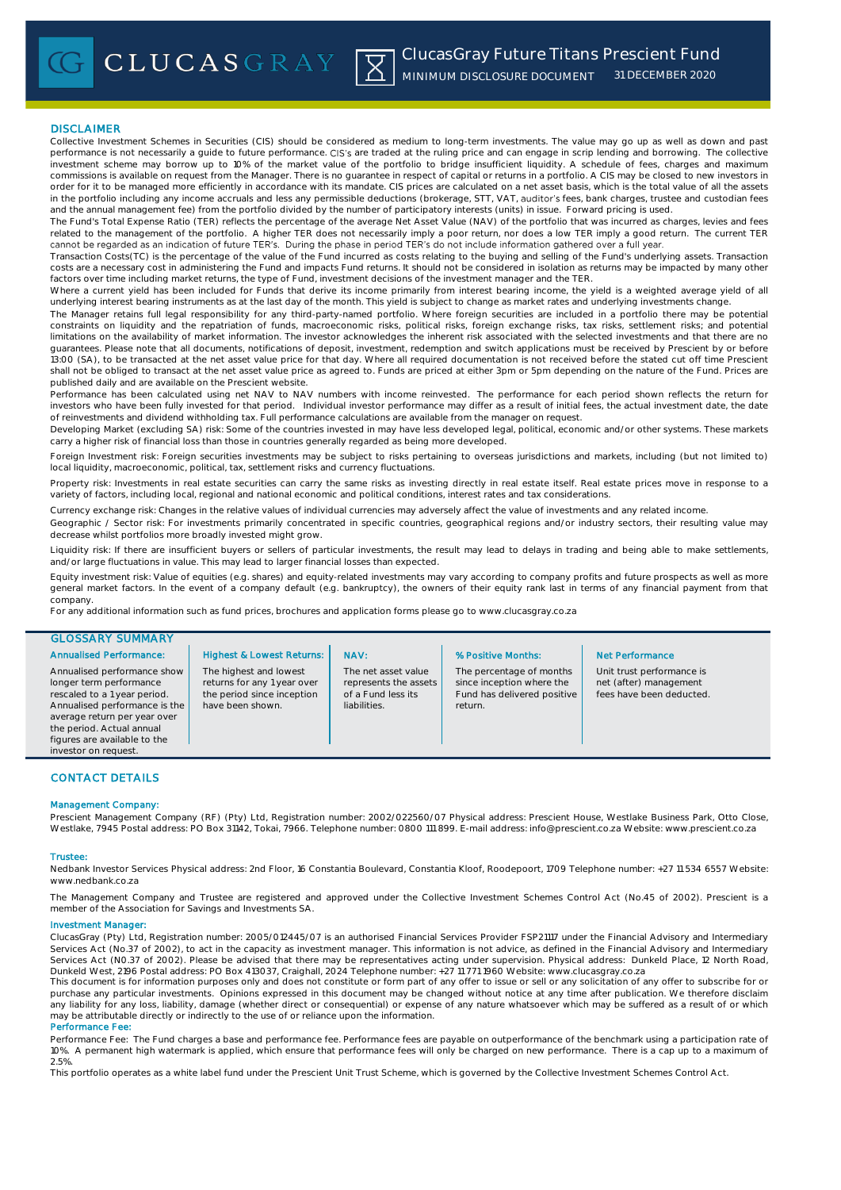# ClucasGray Future Titans Prescient Fund

MINIMUM DISCLOSURE DOCUMENT 31 DECEMBER 2020

## DISCLAIMER

Collective Investment Schemes in Securities (CIS) should be considered as medium to long-term investments. The value may go up as well as down and past performance is not necessarily a guide to future performance. CIS's are traded at the ruling price and can engage in scrip lending and borrowing. The collective investment scheme may borrow up to 10% of the market value of the portfolio to bridge insufficient liquidity. A schedule of fees, charges and maximum commissions is available on request from the Manager. There is no guarantee in respect of capital or returns in a portfolio. A CIS may be closed to new investors in order for it to be managed more efficiently in accordance with its mandate. CIS prices are calculated on a net asset basis, which is the total value of all the assets in the portfolio including any income accruals and less any permissible deductions (brokerage, STT, VAT, auditor's fees, bank charges, trustee and custodian fees and the annual management fee) from the portfolio divided by the number of participatory interests (units) in issue. Forward pricing is used.

The Fund's Total Expense Ratio (TER) reflects the percentage of the average Net Asset Value (NAV) of the portfolio that was incurred as charges, levies and fees related to the management of the portfolio. A higher TER does not necessarily imply a poor return, nor does a low TER imply a good return. The current TER cannot be regarded as an indication of future TER's. During the phase in period TER's do not include information gathered over a full year.

Transaction Costs(TC) is the percentage of the value of the Fund incurred as costs relating to the buying and selling of the Fund's underlying assets. Transaction costs are a necessary cost in administering the Fund and impacts Fund returns. It should not be considered in isolation as returns may be impacted by many other factors over time including market returns, the type of Fund, investment decisions of the investment manager and the TER.

Where a current yield has been included for Funds that derive its income primarily from interest bearing income, the yield is a weighted average yield of all underlying interest bearing instruments as at the last day of the month. This yield is subject to change as market rates and underlying investments change.

The Manager retains full legal responsibility for any third-party-named portfolio. Where foreign securities are included in a portfolio there may be potential constraints on liquidity and the repatriation of funds, macroeconomic risks, political risks, foreign exchange risks, tax risks, settlement risks; and potential limitations on the availability of market information. The investor acknowledges the inherent risk associated with the selected investments and that there are no guarantees. Please note that all documents, notifications of deposit, investment, redemption and switch applications must be received by Prescient by or before 13:00 (SA), to be transacted at the net asset value price for that day. Where all required documentation is not received before the stated cut off time Prescient shall not be obliged to transact at the net asset value price as agreed to. Funds are priced at either 3pm or 5pm depending on the nature of the Fund. Prices are published daily and are available on the Prescient website.

Performance has been calculated using net NAV to NAV numbers with income reinvested. The performance for each period shown reflects the return for investors who have been fully invested for that period. Individual investor performance may differ as a result of initial fees, the actual investment date, the date of reinvestments and dividend withholding tax. Full performance calculations are available from the manager on request.

Developing Market (excluding SA) risk: Some of the countries invested in may have less developed legal, political, economic and/or other systems. These markets carry a higher risk of financial loss than those in countries generally regarded as being more developed.

Foreign Investment risk: Foreign securities investments may be subject to risks pertaining to overseas jurisdictions and markets, including (but not limited to) local liquidity, macroeconomic, political, tax, settlement risks and currency fluctuations.

Property risk: Investments in real estate securities can carry the same risks as investing directly in real estate itself. Real estate prices move in response to a variety of factors, including local, regional and national economic and political conditions, interest rates and tax considerations.

Currency exchange risk: Changes in the relative values of individual currencies may adversely affect the value of investments and any related income.

Geographic / Sector risk: For investments primarily concentrated in specific countries, geographical regions and/or industry sectors, their resulting value may decrease whilst portfolios more broadly invested might grow.

Liquidity risk: If there are insufficient buyers or sellers of particular investments, the result may lead to delays in trading and being able to make settlements, and/or large fluctuations in value. This may lead to larger financial losses than expected.

Equity investment risk: Value of equities (e.g. shares) and equity-related investments may vary according to company profits and future prospects as well as more general market factors. In the event of a company default (e.g. bankruptcy), the owners of their equity rank last in terms of any financial payment from that company.

For any additional information such as fund prices, brochures and application forms please go to www.clucasgray.co.za

## GLOSSARY SUMMARY

**Annualised Performance:** Annualised performance show longer term performance rescaled to a 1 year period. Annualised performance is the average return per year over the period. Actual annual figures are available to the investor on request.

**Highest & Lowest Returns:** The highest and lowest returns for any 1 year over the period since inception have been shown.

**NAV:** The net asset value represents the assets of a Fund less its liabilities.

**% Positive Months:** The percentage of months since inception where the Fund has delivered positive return.

**Net Performance:** Unit trust performance is net (after) management fees have been deducted.

## CONTACT DETAILS

### Management Company:

Prescient Management Company (RF) (Pty) Ltd, Registration number: 2002/022560/07 Physical address: Prescient House, Westlake Business Park, Otto Close, Westlake, 7945 Postal address: PO Box 31142, Tokai, 7966. Telephone number: 0800 111 899. E-mail address: info@prescient.co.za Website: www.prescient.co.za

### Trustee:

Nedbank Investor Services Physical address: 2nd Floor, 16 Constantia Boulevard, Constantia Kloof, Roodepoort, 1709 Telephone number: +27 11 534 6557 Website: www.nedbank.co.za

The Management Company and Trustee are registered and approved under the Collective Investment Schemes Control Act (No.45 of 2002). Prescient is a member of the Association for Savings and Investments SA.

### Investment Manager:

ClucasGray (Pty) Ltd, Registration number: 2005/012445/07 is an authorised Financial Services Provider FSP21117 under the Financial Advisory and Intermediary Services Act (No.37 of 2002), to act in the capacity as investment manager. This information is not advice, as defined in the Financial Advisory and Intermediary Services Act (NO.37 of 2002). Please be advised that there may be representatives acting under supervision. Physical address: Dunkeld Place, 12 North Road, Dunkeld West, 2196 Postal address: PO Box 413037, Craighall, 2024 Telephone number: +27 11 771 1960 Website: www.clucasgray.co.za

This document is for information purposes only and does not constitute or form part of any offer to issue or sell or any solicitation of any offer to subscribe for or purchase any particular investments. Opinions expressed in this document may be changed without notice at any time after publication. We therefore disclaim any liability for any loss, liability, damage (whether direct or consequential) or expense of any nature whatsoever which may be suffered as a result of or which may be attributable directly or indirectly to the use of or reliance upon the information.

### Performance Fee:

Performance Fee: The Fund charges a base and performance fee. Performance fees are payable on outperformance of the benchmark using a participation rate of 10%. A permanent high watermark is applied, which ensure that performance fees will only be charged on new performance. There is a cap up to a maximum of 2.5%.

This portfolio operates as a white label fund under the Prescient Unit Trust Scheme, which is governed by the Collective Investment Schemes Control Act.